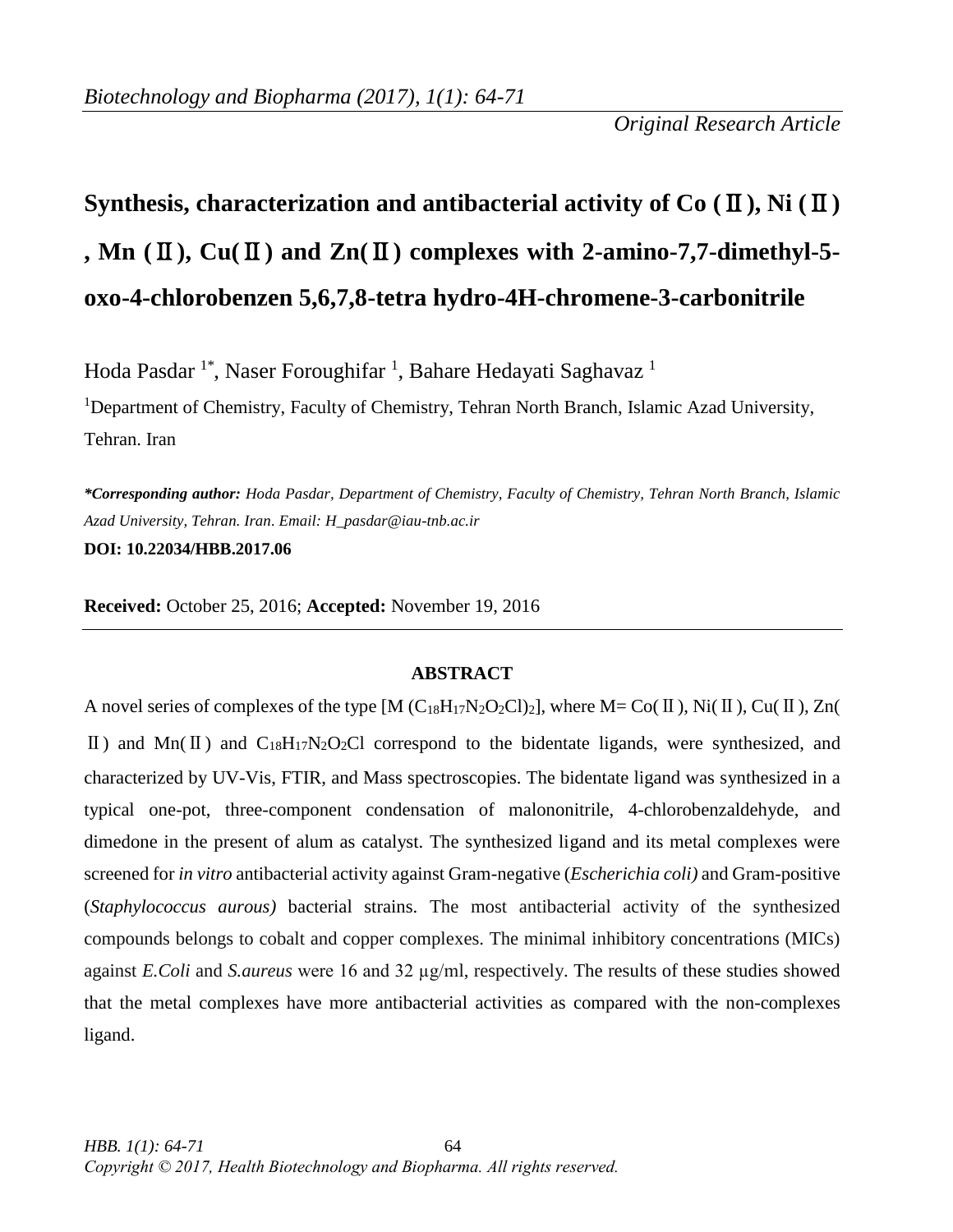*Original Research Article*

# Synthesis, characterization and antibacterial activity of Co (Ⅱ), Ni (Ⅱ), Mn (Ⅱ), Cu(Ⅱ) and Zn(Ⅱ) complexes with 2-amino-7,7-dimethyl-5-oxo-4-chlorobenzen 5,6,7,8-tetra hydro-4H-chromene-3-carbonitrile

Hoda Pasdar [1*], Naser Foroughifar [1], Bahare Hedayati Saghavaz [1]

[1]Department of Chemistry, Faculty of Chemistry, Tehran North Branch, Islamic Azad University, Tehran. Iran

***Corresponding author:** *Hoda Pasdar, Department of Chemistry, Faculty of Chemistry, Tehran North Branch, Islamic Azad University, Tehran. Iran. Email: H_pasdar@iau-tnb.ac.ir*

**DOI: 10.22034/HBB.2017.06**

**Received:** October 25, 2016; **Accepted:** November 19, 2016

## ABSTRACT

A novel series of complexes of the type [M ($C_{18}H_{17}N_2O_2Cl)_2$], where M= Co(Ⅱ), Ni(Ⅱ), Cu(Ⅱ), Zn(Ⅱ) and Mn(Ⅱ) and $C_{18}H_{17}N_2O_2Cl$ correspond to the bidentate ligands, were synthesized, and characterized by UV-Vis, FTIR, and Mass spectroscopies. The bidentate ligand was synthesized in a typical one-pot, three-component condensation of malononitrile, 4-chlorobenzaldehyde, and dimedone in the present of alum as catalyst. The synthesized ligand and its metal complexes were screened for *in vitro* antibacterial activity against Gram-negative (*Escherichia coli)* and Gram-positive (*Staphylococcus aurous)* bacterial strains. The most antibacterial activity of the synthesized compounds belongs to cobalt and copper complexes. The minimal inhibitory concentrations (MICs) against *E.Coli* and *S.aureus* were 16 and 32 μg/ml, respectively. The results of these studies showed that the metal complexes have more antibacterial activities as compared with the non-complexes ligand.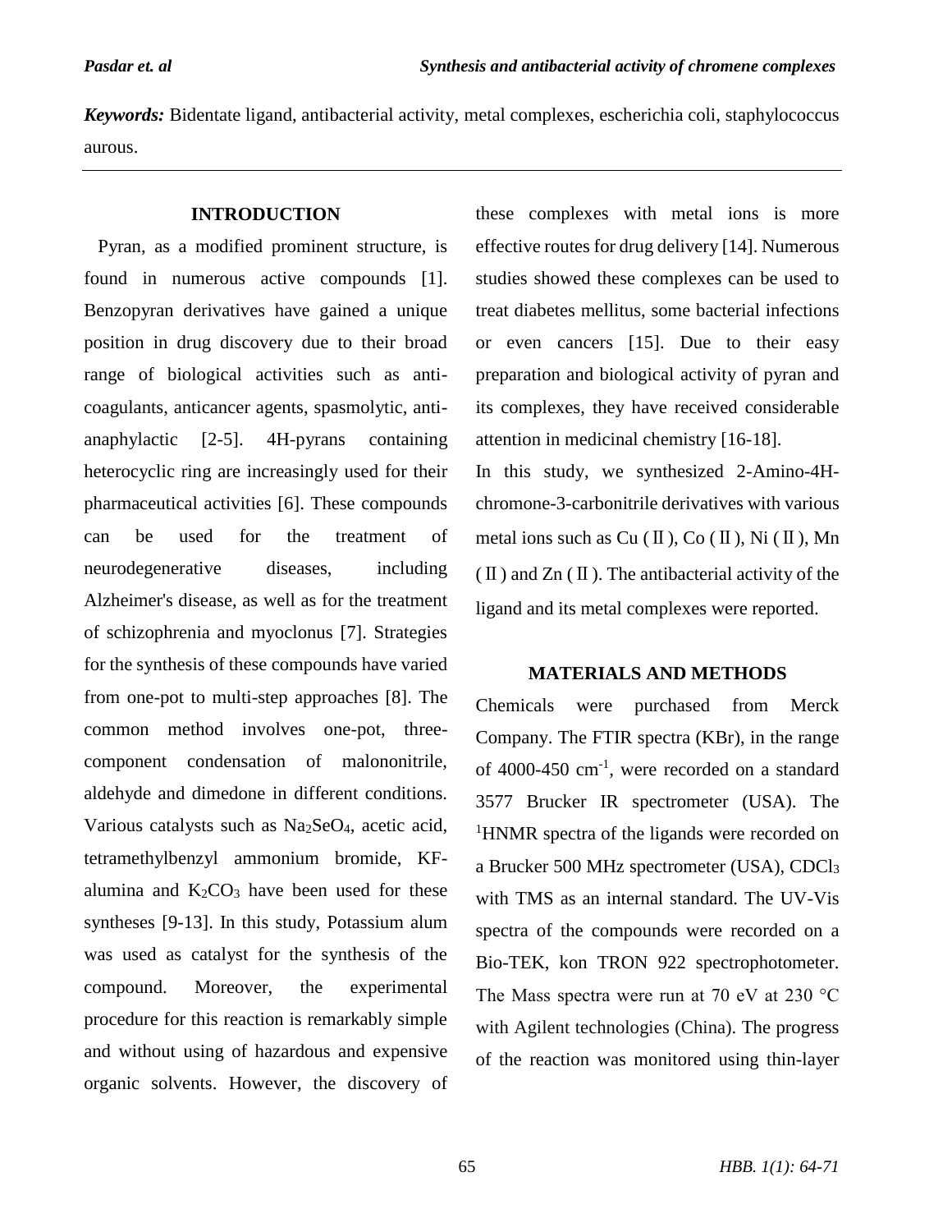***Keywords:*** Bidentate ligand, antibacterial activity, metal complexes, escherichia coli, staphylococcus aurous.

## INTRODUCTION

Pyran, as a modified prominent structure, is found in numerous active compounds [1]. Benzopyran derivatives have gained a unique position in drug discovery due to their broad range of biological activities such as anti-coagulants, anticancer agents, spasmolytic, anti-anaphylactic [2-5]. 4H-pyrans containing heterocyclic ring are increasingly used for their pharmaceutical activities [6]. These compounds can be used for the treatment of neurodegenerative diseases, including Alzheimer's disease, as well as for the treatment of schizophrenia and myoclonus [7]. Strategies for the synthesis of these compounds have varied from one-pot to multi-step approaches [8]. The common method involves one-pot, three-component condensation of malononitrile, aldehyde and dimedone in different conditions. Various catalysts such as $Na_2SeO_4$, acetic acid, tetramethylbenzyl ammonium bromide, KF-alumina and $K_2CO_3$ have been used for these syntheses [9-13]. In this study, Potassium alum was used as catalyst for the synthesis of the compound. Moreover, the experimental procedure for this reaction is remarkably simple and without using of hazardous and expensive organic solvents. However, the discovery of these complexes with metal ions is more effective routes for drug delivery [14]. Numerous studies showed these complexes can be used to treat diabetes mellitus, some bacterial infections or even cancers [15]. Due to their easy preparation and biological activity of pyran and its complexes, they have received considerable attention in medicinal chemistry [16-18].

In this study, we synthesized 2-Amino-4H-chromone-3-carbonitrile derivatives with various metal ions such as Cu (II), Co (II), Ni (II), Mn (II) and Zn (II). The antibacterial activity of the ligand and its metal complexes were reported.

## MATERIALS AND METHODS

Chemicals were purchased from Merck Company. The FTIR spectra (KBr), in the range of 4000-450 $cm^{-1}$, were recorded on a standard 3577 Brucker IR spectrometer (USA). The $^1$HNMR spectra of the ligands were recorded on a Brucker 500 MHz spectrometer (USA), $CDCl_3$ with TMS as an internal standard. The UV-Vis spectra of the compounds were recorded on a Bio-TEK, kon TRON 922 spectrophotometer. The Mass spectra were run at 70 eV at 230 °C with Agilent technologies (China). The progress of the reaction was monitored using thin-layer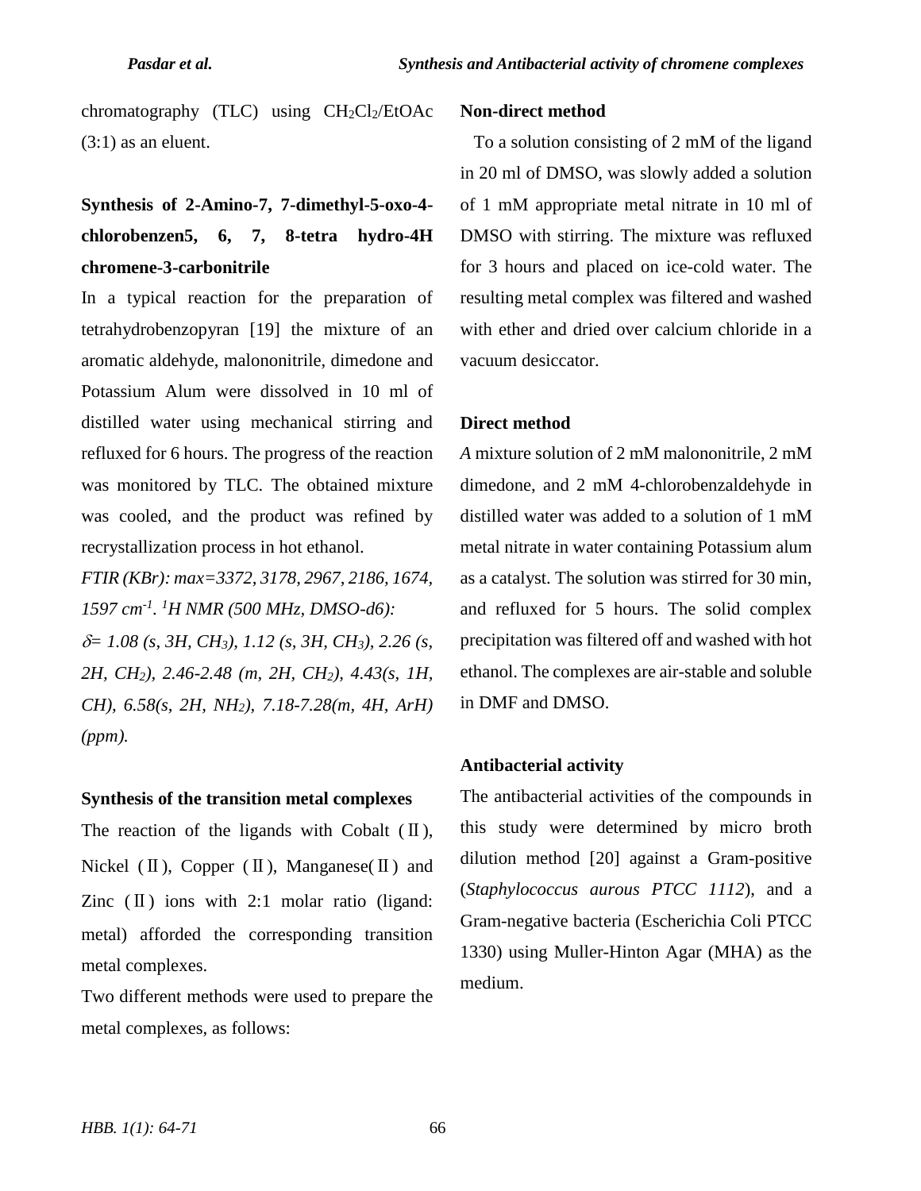chromatography (TLC) using $CH_2Cl_2$/EtOAc (3:1) as an eluent.

## Synthesis of 2-Amino-7, 7-dimethyl-5-oxo-4-chlorobenzen5, 6, 7, 8-tetra hydro-4H chromene-3-carbonitrile

In a typical reaction for the preparation of tetrahydrobenzopyran [19] the mixture of an aromatic aldehyde, malononitrile, dimedone and Potassium Alum were dissolved in 10 ml of distilled water using mechanical stirring and refluxed for 6 hours. The progress of the reaction was monitored by TLC. The obtained mixture was cooled, and the product was refined by recrystallization process in hot ethanol.

*FTIR (KBr): max=3372, 3178, 2967, 2186, 1674, 1597 $cm^{-1}$. $^1H$ NMR (500 MHz, DMSO-d6): $\delta$= 1.08 (s, 3H, $CH_3$), 1.12 (s, 3H, $CH_3$), 2.26 (s, 2H, $CH_2$), 2.46-2.48 (m, 2H, $CH_2$), 4.43(s, 1H, CH), 6.58(s, 2H, $NH_2$), 7.18-7.28(m, 4H, ArH) (ppm).*

### Synthesis of the transition metal complexes

The reaction of the ligands with Cobalt (Ⅱ), Nickel (Ⅱ), Copper (Ⅱ), Manganese(Ⅱ) and Zinc (Ⅱ) ions with 2:1 molar ratio (ligand: metal) afforded the corresponding transition metal complexes.

Two different methods were used to prepare the metal complexes, as follows:

### Non-direct method

To a solution consisting of 2 mM of the ligand in 20 ml of DMSO, was slowly added a solution of 1 mM appropriate metal nitrate in 10 ml of DMSO with stirring. The mixture was refluxed for 3 hours and placed on ice-cold water. The resulting metal complex was filtered and washed with ether and dried over calcium chloride in a vacuum desiccator.

### Direct method

*A* mixture solution of 2 mM malononitrile, 2 mM dimedone, and 2 mM 4-chlorobenzaldehyde in distilled water was added to a solution of 1 mM metal nitrate in water containing Potassium alum as a catalyst. The solution was stirred for 30 min, and refluxed for 5 hours. The solid complex precipitation was filtered off and washed with hot ethanol. The complexes are air-stable and soluble in DMF and DMSO.

### Antibacterial activity

The antibacterial activities of the compounds in this study were determined by micro broth dilution method [20] against a Gram-positive (*Staphylococcus aurous PTCC 1112*), and a Gram-negative bacteria (Escherichia Coli PTCC 1330) using Muller-Hinton Agar (MHA) as the medium.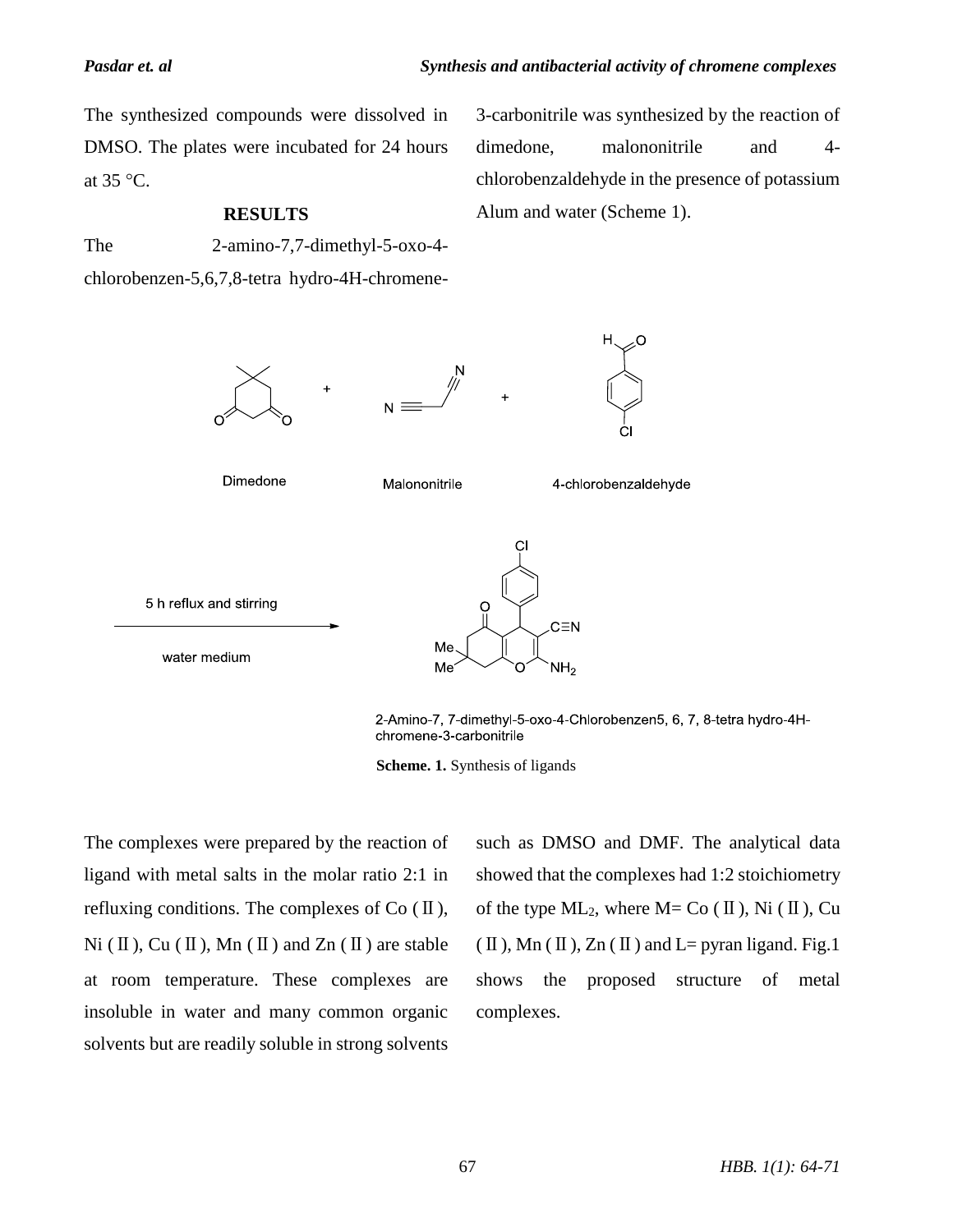The synthesized compounds were dissolved in DMSO. The plates were incubated for 24 hours at 35 °C.

## RESULTS

The 2-amino-7,7-dimethyl-5-oxo-4-chlorobenzen-5,6,7,8-tetra hydro-4H-chromene-3-carbonitrile was synthesized by the reaction of dimedone, malononitrile and 4-chlorobenzaldehyde in the presence of potassium Alum and water (Scheme 1).

Dimedone + Malononitrile + 4-chlorobenzaldehyde → (5 h reflux and stirring, water medium)

2-Amino-7, 7-dimethyl-5-oxo-4-Chlorobenzen5, 6, 7, 8-tetra hydro-4H-chromene-3-carbonitrile

**Scheme. 1.** Synthesis of ligands

The complexes were prepared by the reaction of ligand with metal salts in the molar ratio 2:1 in refluxing conditions. The complexes of Co (Ⅱ), Ni (Ⅱ), Cu (Ⅱ), Mn (Ⅱ) and Zn (Ⅱ) are stable at room temperature. These complexes are insoluble in water and many common organic solvents but are readily soluble in strong solvents such as DMSO and DMF. The analytical data showed that the complexes had 1:2 stoichiometry of the type $ML_2$, where M= Co (Ⅱ), Ni (Ⅱ), Cu (Ⅱ), Mn (Ⅱ), Zn (Ⅱ) and L= pyran ligand. Fig.1 shows the proposed structure of metal complexes.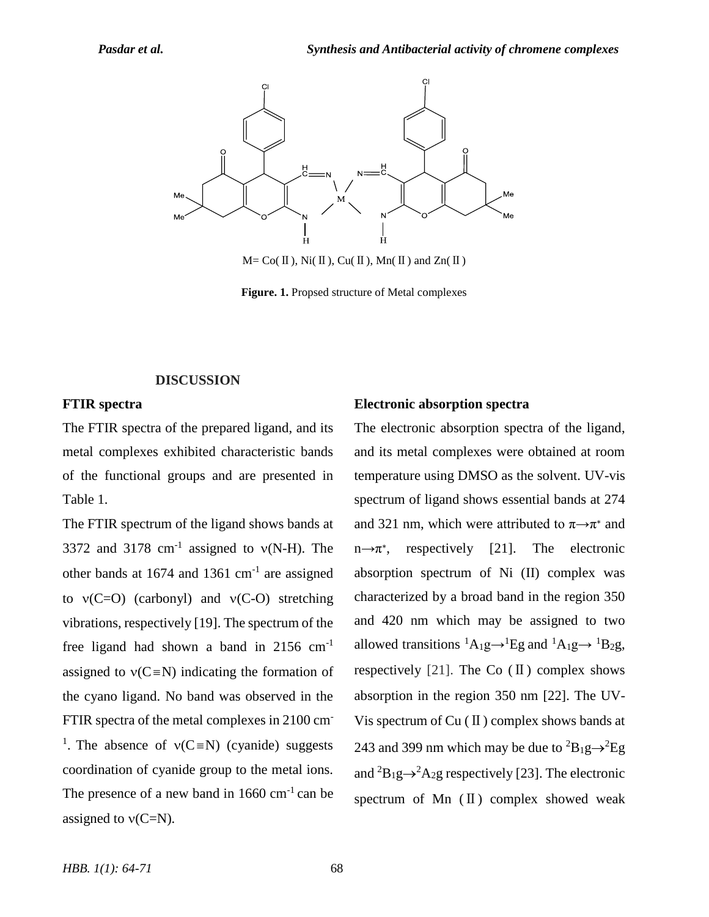M= Co(Ⅱ), Ni(Ⅱ), Cu(Ⅱ), Mn(Ⅱ) and Zn(Ⅱ)

**Figure. 1.** Propsed structure of Metal complexes

## DISCUSSION

### FTIR spectra

The FTIR spectra of the prepared ligand, and its metal complexes exhibited characteristic bands of the functional groups and are presented in Table 1.

The FTIR spectrum of the ligand shows bands at 3372 and 3178 $cm^{-1}$ assigned to ν(N-H). The other bands at 1674 and 1361 $cm^{-1}$ are assigned to ν(C=O) (carbonyl) and ν(C-O) stretching vibrations, respectively [19]. The spectrum of the free ligand had shown a band in 2156 $cm^{-1}$ assigned to ν(C≡N) indicating the formation of the cyano ligand. No band was observed in the FTIR spectra of the metal complexes in 2100 $cm^{-1}$. The absence of ν(C≡N) (cyanide) suggests coordination of cyanide group to the metal ions. The presence of a new band in 1660 $cm^{-1}$ can be assigned to ν(C=N).

### Electronic absorption spectra

The electronic absorption spectra of the ligand, and its metal complexes were obtained at room temperature using DMSO as the solvent. UV-vis spectrum of ligand shows essential bands at 274 and 321 nm, which were attributed to $\pi \rightarrow \pi^*$ and $n \rightarrow \pi^*$, respectively [21]. The electronic absorption spectrum of Ni (II) complex was characterized by a broad band in the region 350 and 420 nm which may be assigned to two allowed transitions ${}^1A_1g \rightarrow {}^1Eg$ and ${}^1A_1g \rightarrow {}^1B_2g$, respectively [21]. The Co (Ⅱ) complex shows absorption in the region 350 nm [22]. The UV-Vis spectrum of Cu (Ⅱ) complex shows bands at 243 and 399 nm which may be due to ${}^2B_1g \rightarrow {}^2Eg$ and ${}^2B_1g \rightarrow {}^2A_2g$ respectively [23]. The electronic spectrum of Mn (Ⅱ) complex showed weak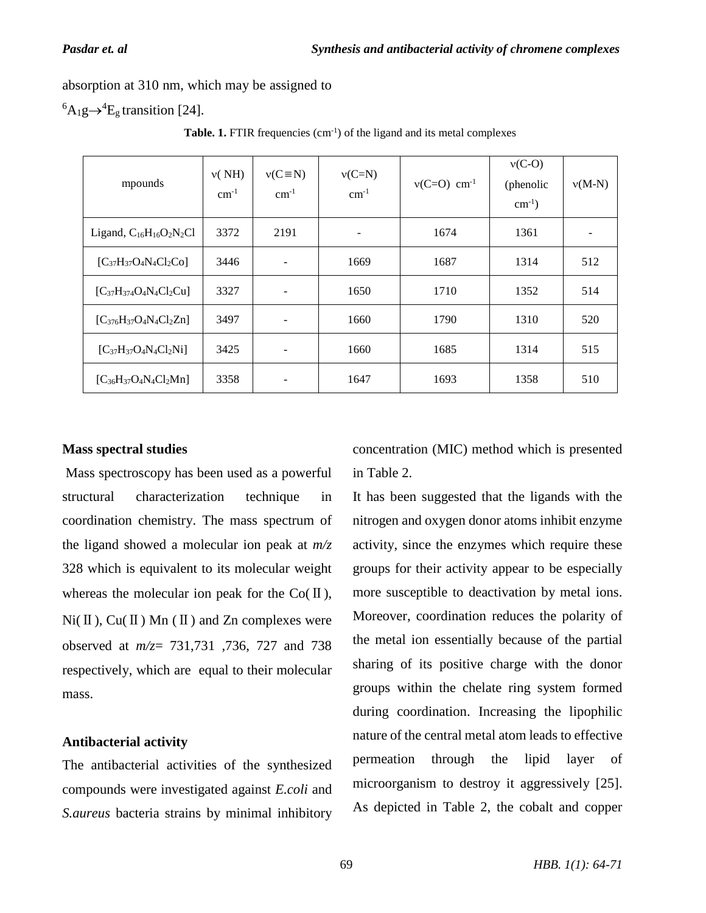absorption at 310 nm, which may be assigned to $^6A_1g \rightarrow {}^4E_g$ transition [24].

**Table. 1.** FTIR frequencies ($cm^{-1}$) of the ligand and its metal complexes

| mpounds | ν( NH) $cm^{-1}$ | ν(C≡N) $cm^{-1}$ | ν(C=N) $cm^{-1}$ | ν(C=O) $cm^{-1}$ | ν(C-O) (phenolic $cm^{-1}$) | ν(M-N) |
|---|---|---|---|---|---|---|
| Ligand, $C_{16}H_{16}O_2N_2Cl$ | 3372 | 2191 | - | 1674 | 1361 | - |
| $[C_{37}H_{37}O_4N_4Cl_2Co]$ | 3446 | - | 1669 | 1687 | 1314 | 512 |
| $[C_{37}H_{374}O_4N_4Cl_2Cu]$ | 3327 | - | 1650 | 1710 | 1352 | 514 |
| $[C_{376}H_{37}O_4N_4Cl_2Zn]$ | 3497 | - | 1660 | 1790 | 1310 | 520 |
| $[C_{37}H_{37}O_4N_4Cl_2Ni]$ | 3425 | - | 1660 | 1685 | 1314 | 515 |
| $[C_{36}H_{37}O_4N_4Cl_2Mn]$ | 3358 | - | 1647 | 1693 | 1358 | 510 |

**Mass spectral studies**

Mass spectroscopy has been used as a powerful structural characterization technique in coordination chemistry. The mass spectrum of the ligand showed a molecular ion peak at *m/z* 328 which is equivalent to its molecular weight whereas the molecular ion peak for the Co(Ⅱ), Ni(Ⅱ), Cu(Ⅱ) Mn (Ⅱ) and Zn complexes were observed at *m/z*= 731,731 ,736, 727 and 738 respectively, which are equal to their molecular mass.

**Antibacterial activity**

The antibacterial activities of the synthesized compounds were investigated against *E.coli* and *S.aureus* bacteria strains by minimal inhibitory concentration (MIC) method which is presented in Table 2.

It has been suggested that the ligands with the nitrogen and oxygen donor atoms inhibit enzyme activity, since the enzymes which require these groups for their activity appear to be especially more susceptible to deactivation by metal ions. Moreover, coordination reduces the polarity of the metal ion essentially because of the partial sharing of its positive charge with the donor groups within the chelate ring system formed during coordination. Increasing the lipophilic nature of the central metal atom leads to effective permeation through the lipid layer of microorganism to destroy it aggressively [25]. As depicted in Table 2, the cobalt and copper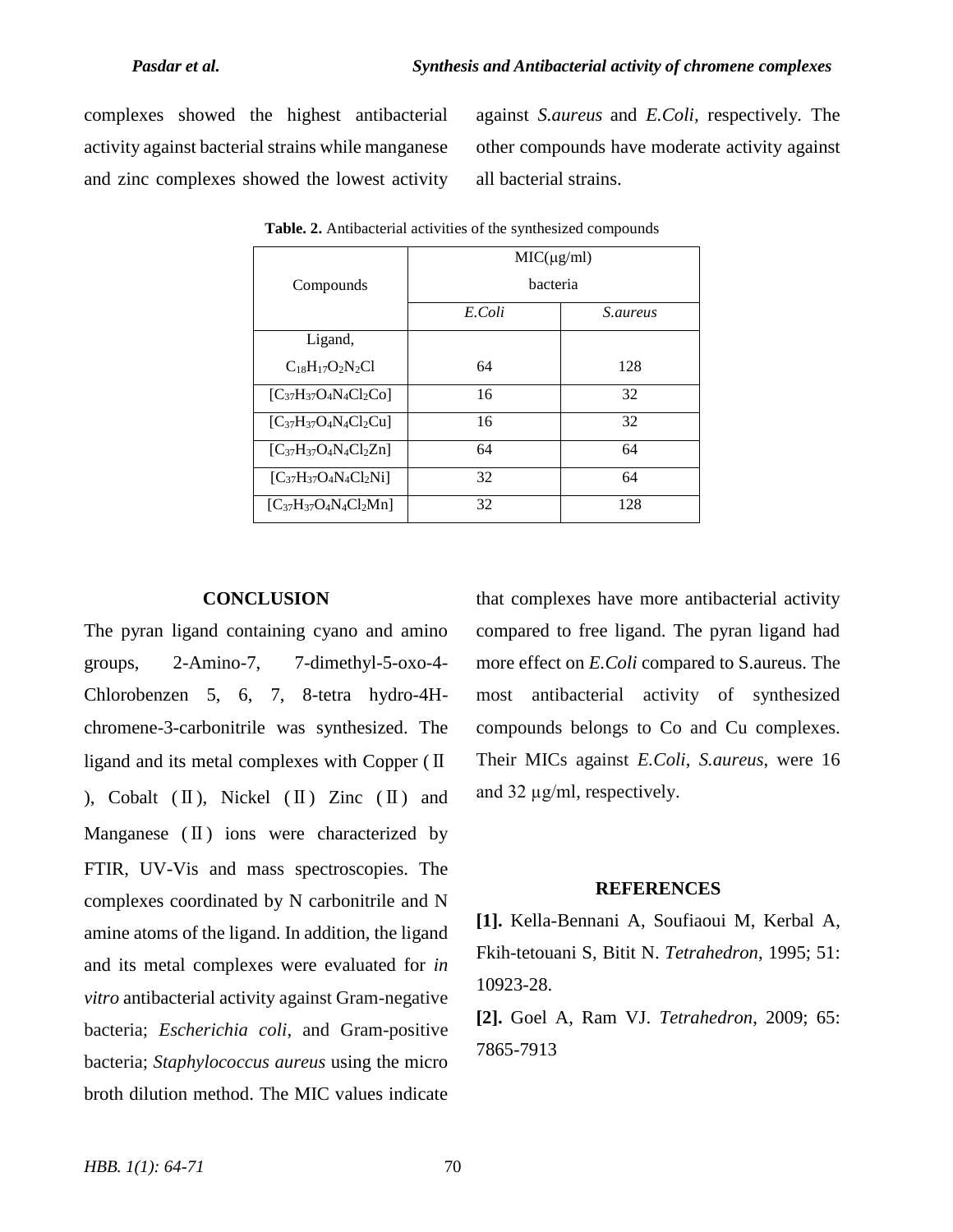complexes showed the highest antibacterial activity against bacterial strains while manganese and zinc complexes showed the lowest activity against *S.aureus* and *E.Coli*, respectively. The other compounds have moderate activity against all bacterial strains.

**Table. 2.** Antibacterial activities of the synthesized compounds

| Compounds | MIC(μg/ml) bacteria | |
|---|---|---|
| | *E.Coli* | *S.aureus* |
| Ligand, $C_{18}H_{17}O_2N_2Cl$ | 64 | 128 |
| $[C_{37}H_{37}O_4N_4Cl_2Co]$ | 16 | 32 |
| $[C_{37}H_{37}O_4N_4Cl_2Cu]$ | 16 | 32 |
| $[C_{37}H_{37}O_4N_4Cl_2Zn]$ | 64 | 64 |
| $[C_{37}H_{37}O_4N_4Cl_2Ni]$ | 32 | 64 |
| $[C_{37}H_{37}O_4N_4Cl_2Mn]$ | 32 | 128 |

## CONCLUSION

The pyran ligand containing cyano and amino groups, 2-Amino-7, 7-dimethyl-5-oxo-4-Chlorobenzen 5, 6, 7, 8-tetra hydro-4H-chromene-3-carbonitrile was synthesized. The ligand and its metal complexes with Copper (Ⅱ), Cobalt (Ⅱ), Nickel (Ⅱ) Zinc (Ⅱ) and Manganese (Ⅱ) ions were characterized by FTIR, UV-Vis and mass spectroscopies. The complexes coordinated by N carbonitrile and N amine atoms of the ligand. In addition, the ligand and its metal complexes were evaluated for *in vitro* antibacterial activity against Gram-negative bacteria; *Escherichia coli*, and Gram-positive bacteria; *Staphylococcus aureus* using the micro broth dilution method. The MIC values indicate that complexes have more antibacterial activity compared to free ligand. The pyran ligand had more effect on *E.Coli* compared to S.aureus. The most antibacterial activity of synthesized compounds belongs to Co and Cu complexes. Their MICs against *E.Coli*, *S.aureus*, were 16 and 32 μg/ml, respectively.

## REFERENCES

**[1].** Kella-Bennani A, Soufiaoui M, Kerbal A, Fkih-tetouani S, Bitit N. *Tetrahedron*, 1995; 51: 10923-28.

**[2].** Goel A, Ram VJ. *Tetrahedron*, 2009; 65: 7865-7913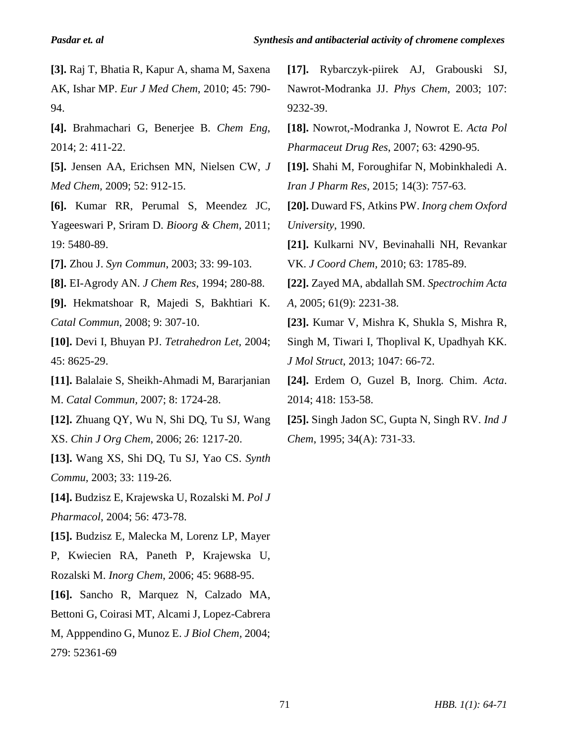**[3].** Raj T, Bhatia R, Kapur A, shama M, Saxena AK, Ishar MP. *Eur J Med Chem*, 2010; 45: 790-94.

**[4].** Brahmachari G, Benerjee B. *Chem Eng*, 2014; 2: 411-22.

**[5].** Jensen AA, Erichsen MN, Nielsen CW, *J Med Chem,* 2009; 52: 912-15.

**[6].** Kumar RR, Perumal S, Meendez JC, Yageeswari P, Sriram D. *Bioorg & Chem*, 2011; 19: 5480-89.

**[7].** Zhou J. *Syn Commun*, 2003; 33: 99-103.

**[8].** EI-Agrody AN. *J Chem Res*, 1994; 280-88.

**[9].** Hekmatshoar R, Majedi S, Bakhtiari K. *Catal Commun*, 2008; 9: 307-10.

**[10].** Devi I, Bhuyan PJ. *Tetrahedron Let,* 2004; 45: 8625-29.

**[11].** Balalaie S, Sheikh-Ahmadi M, Bararjanian M. *Catal Commun,* 2007; 8: 1724-28.

**[12].** Zhuang QY, Wu N, Shi DQ, Tu SJ, Wang XS. *Chin J Org Chem*, 2006; 26: 1217-20.

**[13].** Wang XS, Shi DQ, Tu SJ, Yao CS. *Synth Commu*, 2003; 33: 119-26.

**[14].** Budzisz E, Krajewska U, Rozalski M. *Pol J Pharmacol*, 2004; 56: 473-78.

**[15].** Budzisz E, Malecka M, Lorenz LP, Mayer P, Kwiecien RA, Paneth P, Krajewska U, Rozalski M. *Inorg Chem*, 2006; 45: 9688-95.

**[16].** Sancho R, Marquez N, Calzado MA, Bettoni G, Coirasi MT, Alcami J, Lopez-Cabrera M, Apppendino G, Munoz E. *J Biol Chem,* 2004; 279: 52361-69

**[17].** Rybarczyk-piirek AJ, Grabouski SJ, Nawrot-Modranka JJ. *Phys Chem*, 2003; 107: 9232-39.

**[18].** Nowrot,-Modranka J, Nowrot E. *Acta Pol Pharmaceut Drug Res*, 2007; 63: 4290-95.

**[19].** Shahi M, Foroughifar N, Mobinkhaledi A. *Iran J Pharm Res*, 2015; 14(3): 757-63.

**[20].** Duward FS, Atkins PW. *Inorg chem Oxford University*, 1990.

**[21].** Kulkarni NV, Bevinahalli NH, Revankar VK. *J Coord Chem*, 2010; 63: 1785-89.

**[22].** Zayed MA, abdallah SM. *Spectrochim Acta A*, 2005; 61(9): 2231-38.

**[23].** Kumar V, Mishra K, Shukla S, Mishra R, Singh M, Tiwari I, Thoplival K, Upadhyah KK. *J Mol Struct*, 2013; 1047: 66-72.

**[24].** Erdem O, Guzel B, Inorg. Chim. *Acta*. 2014; 418: 153-58.

**[25].** Singh Jadon SC, Gupta N, Singh RV. *Ind J Chem*, 1995; 34(A): 731-33.